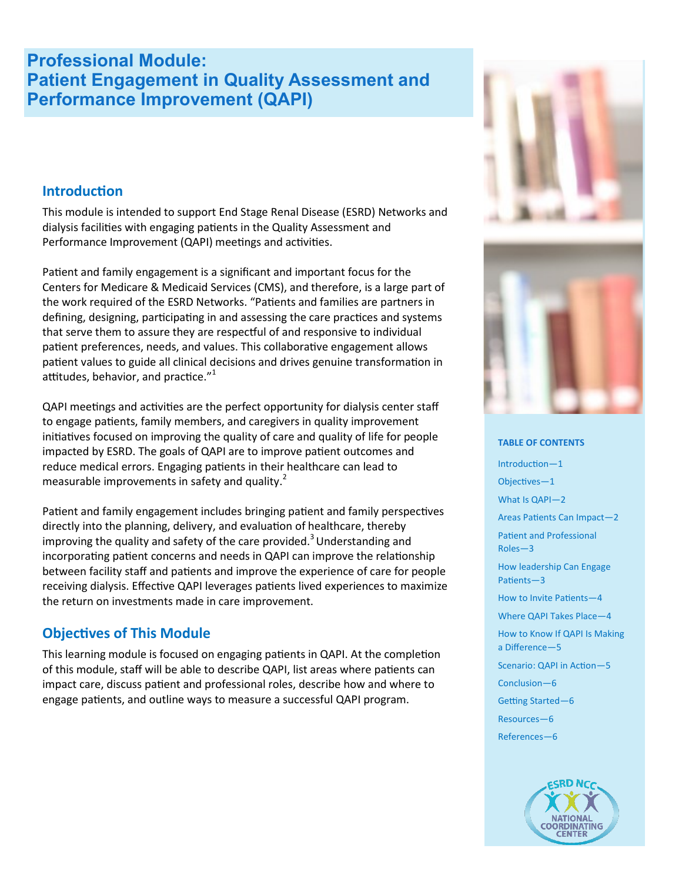# Professional Module: Patient Engagement in Quality Assessment and Performance Improvement (QAPI)

## Introduction

This module is intended to support End Stage Renal Disease (ESRD) Networks and dialysis facilities with engaging patients in the Quality Assessment and Performance Improvement (QAPI) meetings and activities.

Patient and family engagement is a significant and important focus for the Centers for Medicare & Medicaid Services (CMS), and therefore, is a large part of the work required of the ESRD Networks. "Patients and families are partners in defining, designing, participating in and assessing the care practices and systems that serve them to assure they are respectful of and responsive to individual patient preferences, needs, and values. This collaborative engagement allows patient values to guide all clinical decisions and drives genuine transformation in attitudes, behavior, and practice."[1]

QAPI meetings and activities are the perfect opportunity for dialysis center staff to engage patients, family members, and caregivers in quality improvement initiatives focused on improving the quality of care and quality of life for people impacted by ESRD. The goals of QAPI are to improve patient outcomes and reduce medical errors. Engaging patients in their healthcare can lead to measurable improvements in safety and quality.[2]

Patient and family engagement includes bringing patient and family perspectives directly into the planning, delivery, and evaluation of healthcare, thereby improving the quality and safety of the care provided.[3] Understanding and incorporating patient concerns and needs in QAPI can improve the relationship between facility staff and patients and improve the experience of care for people receiving dialysis. Effective QAPI leverages patients lived experiences to maximize the return on investments made in care improvement.

## Objectives of This Module

This learning module is focused on engaging patients in QAPI. At the completion of this module, staff will be able to describe QAPI, list areas where patients can impact care, discuss patient and professional roles, describe how and where to engage patients, and outline ways to measure a successful QAPI program.

**TABLE OF CONTENTS**

- Introduction—1
- Objectives—1
- What Is QAPI—2
- Areas Patients Can Impact—2
- Patient and Professional Roles—3
- How leadership Can Engage Patients—3
- How to Invite Patients—4
- Where QAPI Takes Place—4
- How to Know If QAPI Is Making a Difference—5
- Scenario: QAPI in Action—5
- Conclusion—6
- Getting Started—6
- Resources—6
- References—6

ESRD NCC NATIONAL COORDINATING CENTER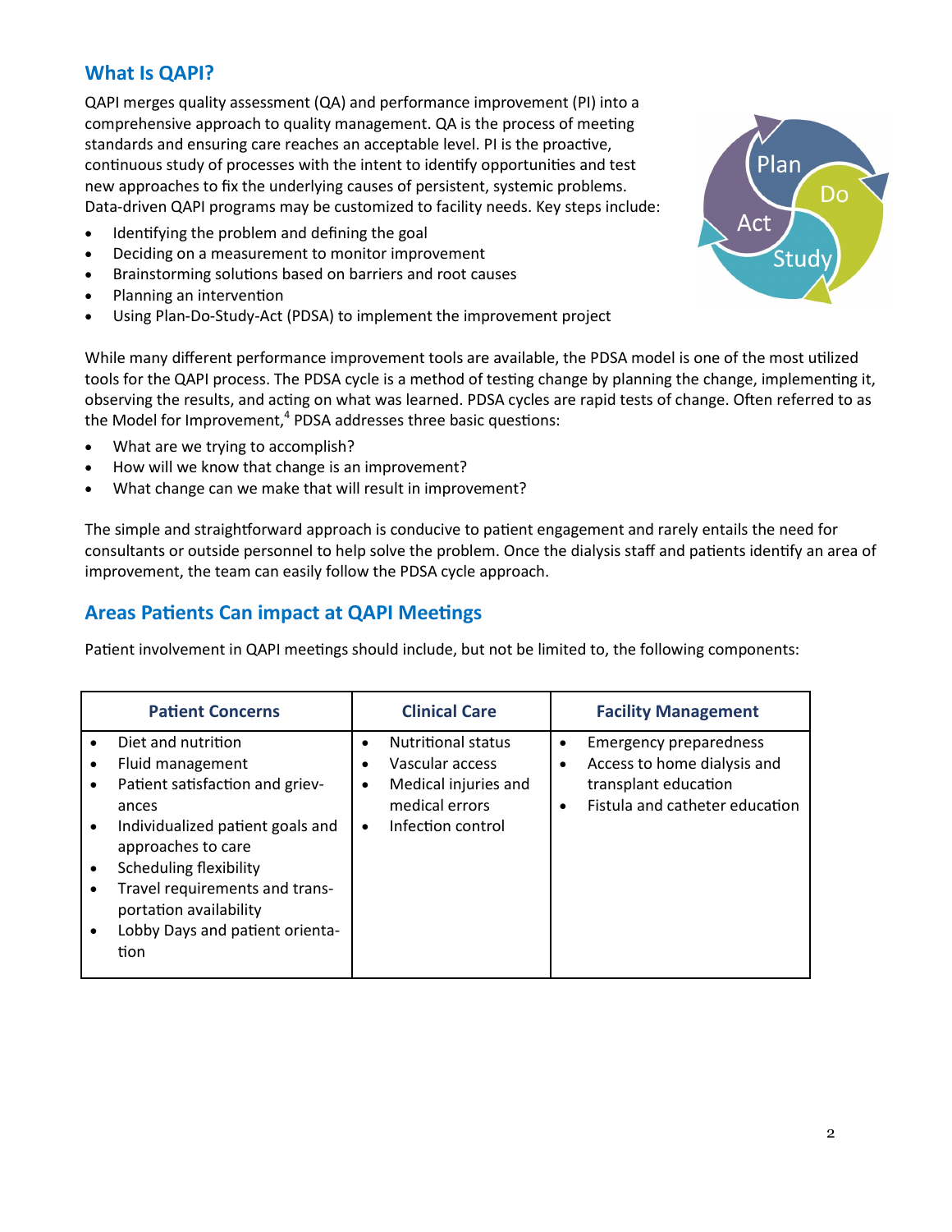## What Is QAPI?

QAPI merges quality assessment (QA) and performance improvement (PI) into a comprehensive approach to quality management. QA is the process of meeting standards and ensuring care reaches an acceptable level. PI is the proactive, continuous study of processes with the intent to identify opportunities and test new approaches to fix the underlying causes of persistent, systemic problems. Data-driven QAPI programs may be customized to facility needs. Key steps include:

- Identifying the problem and defining the goal
- Deciding on a measurement to monitor improvement
- Brainstorming solutions based on barriers and root causes
- Planning an intervention
- Using Plan-Do-Study-Act (PDSA) to implement the improvement project

While many different performance improvement tools are available, the PDSA model is one of the most utilized tools for the QAPI process. The PDSA cycle is a method of testing change by planning the change, implementing it, observing the results, and acting on what was learned. PDSA cycles are rapid tests of change. Often referred to as the Model for Improvement,[4] PDSA addresses three basic questions:

- What are we trying to accomplish?
- How will we know that change is an improvement?
- What change can we make that will result in improvement?

The simple and straightforward approach is conducive to patient engagement and rarely entails the need for consultants or outside personnel to help solve the problem. Once the dialysis staff and patients identify an area of improvement, the team can easily follow the PDSA cycle approach.

## Areas Patients Can impact at QAPI Meetings

Patient involvement in QAPI meetings should include, but not be limited to, the following components:

| Patient Concerns | Clinical Care | Facility Management |
|---|---|---|
| • Diet and nutrition<br>• Fluid management<br>• Patient satisfaction and grievances<br>• Individualized patient goals and approaches to care<br>• Scheduling flexibility<br>• Travel requirements and transportation availability<br>• Lobby Days and patient orientation | • Nutritional status<br>• Vascular access<br>• Medical injuries and medical errors<br>• Infection control | • Emergency preparedness<br>• Access to home dialysis and transplant education<br>• Fistula and catheter education |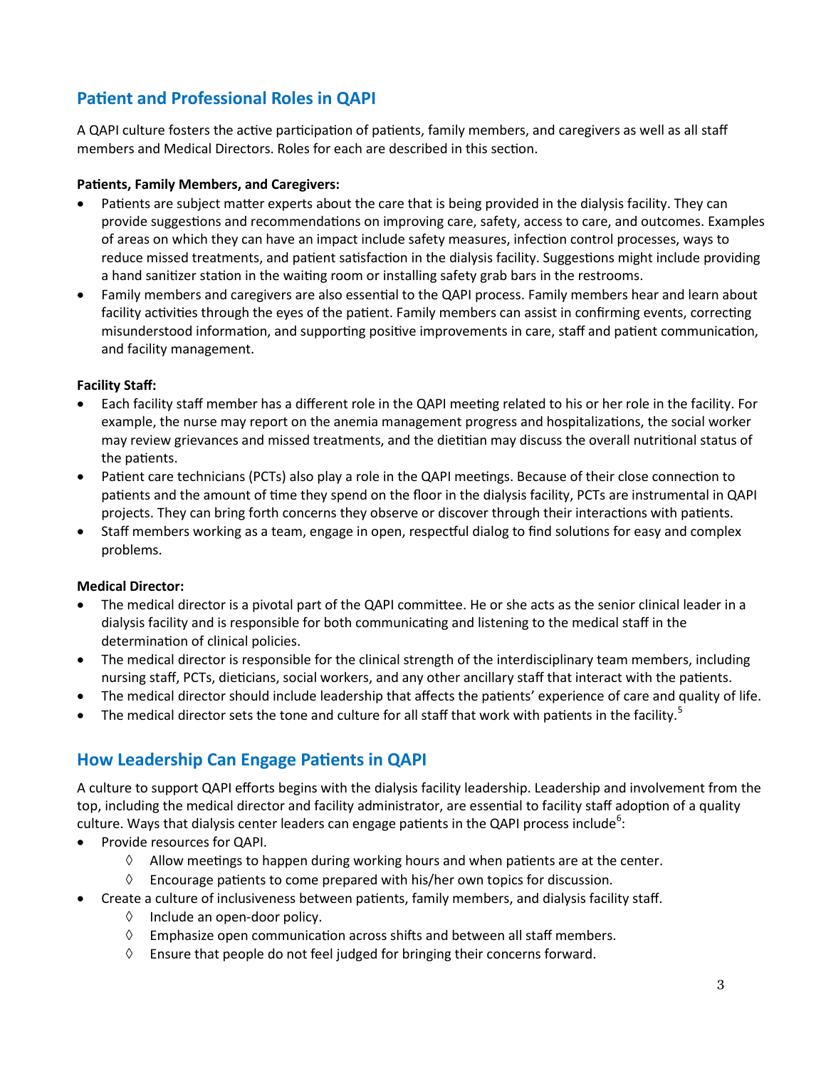## Patient and Professional Roles in QAPI

A QAPI culture fosters the active participation of patients, family members, and caregivers as well as all staff members and Medical Directors. Roles for each are described in this section.

**Patients, Family Members, and Caregivers:**

- Patients are subject matter experts about the care that is being provided in the dialysis facility. They can provide suggestions and recommendations on improving care, safety, access to care, and outcomes. Examples of areas on which they can have an impact include safety measures, infection control processes, ways to reduce missed treatments, and patient satisfaction in the dialysis facility. Suggestions might include providing a hand sanitizer station in the waiting room or installing safety grab bars in the restrooms.
- Family members and caregivers are also essential to the QAPI process. Family members hear and learn about facility activities through the eyes of the patient. Family members can assist in confirming events, correcting misunderstood information, and supporting positive improvements in care, staff and patient communication, and facility management.

**Facility Staff:**

- Each facility staff member has a different role in the QAPI meeting related to his or her role in the facility. For example, the nurse may report on the anemia management progress and hospitalizations, the social worker may review grievances and missed treatments, and the dietitian may discuss the overall nutritional status of the patients.
- Patient care technicians (PCTs) also play a role in the QAPI meetings. Because of their close connection to patients and the amount of time they spend on the floor in the dialysis facility, PCTs are instrumental in QAPI projects. They can bring forth concerns they observe or discover through their interactions with patients.
- Staff members working as a team, engage in open, respectful dialog to find solutions for easy and complex problems.

**Medical Director:**

- The medical director is a pivotal part of the QAPI committee. He or she acts as the senior clinical leader in a dialysis facility and is responsible for both communicating and listening to the medical staff in the determination of clinical policies.
- The medical director is responsible for the clinical strength of the interdisciplinary team members, including nursing staff, PCTs, dieticians, social workers, and any other ancillary staff that interact with the patients.
- The medical director should include leadership that affects the patients' experience of care and quality of life.
- The medical director sets the tone and culture for all staff that work with patients in the facility.[5]

## How Leadership Can Engage Patients in QAPI

A culture to support QAPI efforts begins with the dialysis facility leadership. Leadership and involvement from the top, including the medical director and facility administrator, are essential to facility staff adoption of a quality culture. Ways that dialysis center leaders can engage patients in the QAPI process include[6]:

- Provide resources for QAPI.
  - ◊ Allow meetings to happen during working hours and when patients are at the center.
  - ◊ Encourage patients to come prepared with his/her own topics for discussion.
- Create a culture of inclusiveness between patients, family members, and dialysis facility staff.
  - ◊ Include an open-door policy.
  - ◊ Emphasize open communication across shifts and between all staff members.
  - ◊ Ensure that people do not feel judged for bringing their concerns forward.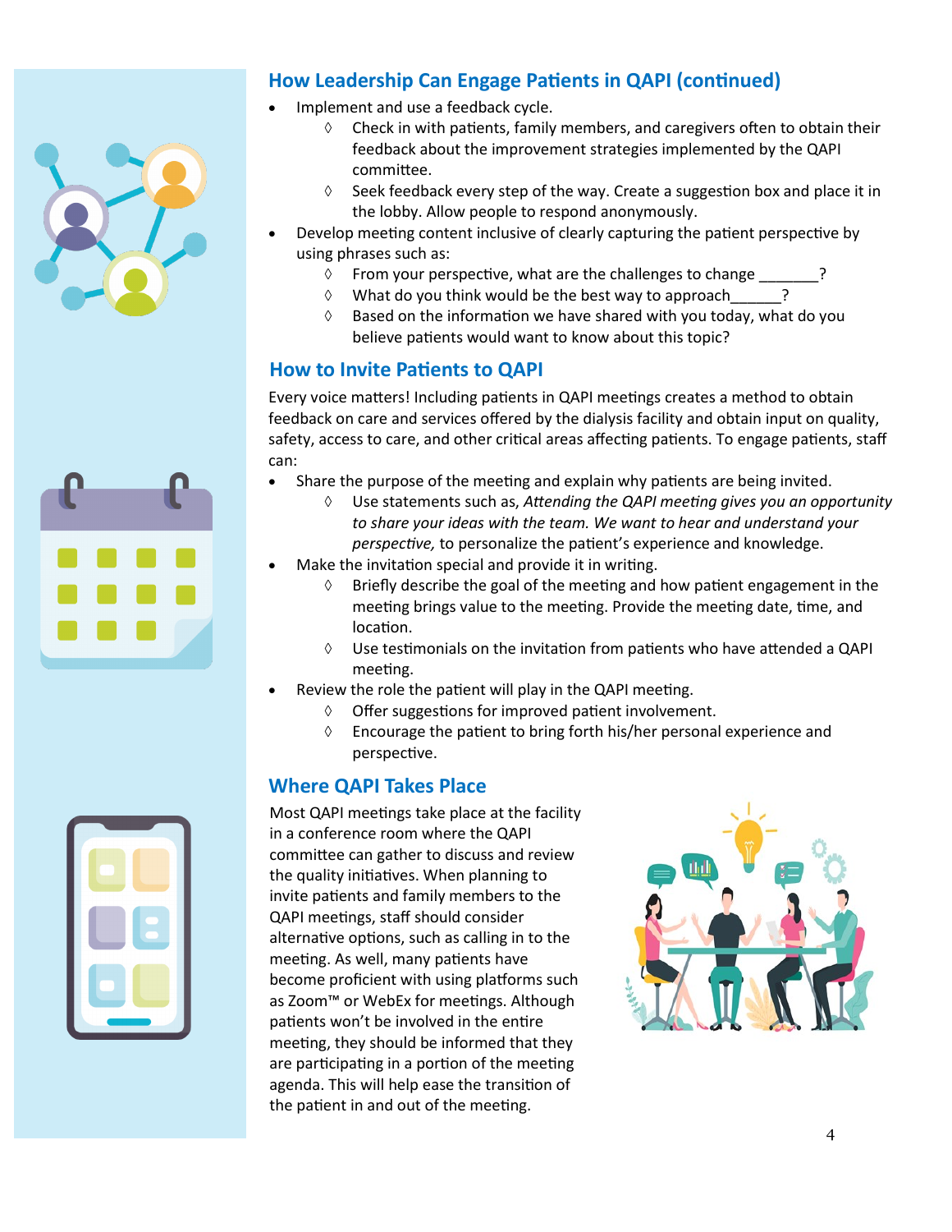## How Leadership Can Engage Patients in QAPI (continued)

- Implement and use a feedback cycle.
  - ◊ Check in with patients, family members, and caregivers often to obtain their feedback about the improvement strategies implemented by the QAPI committee.
  - ◊ Seek feedback every step of the way. Create a suggestion box and place it in the lobby. Allow people to respond anonymously.
- Develop meeting content inclusive of clearly capturing the patient perspective by using phrases such as:
  - ◊ From your perspective, what are the challenges to change _______?
  - ◊ What do you think would be the best way to approach______?
  - ◊ Based on the information we have shared with you today, what do you believe patients would want to know about this topic?

## How to Invite Patients to QAPI

Every voice matters! Including patients in QAPI meetings creates a method to obtain feedback on care and services offered by the dialysis facility and obtain input on quality, safety, access to care, and other critical areas affecting patients. To engage patients, staff can:

- Share the purpose of the meeting and explain why patients are being invited.
  - ◊ Use statements such as, *Attending the QAPI meeting gives you an opportunity to share your ideas with the team. We want to hear and understand your perspective,* to personalize the patient's experience and knowledge.
- Make the invitation special and provide it in writing.
  - ◊ Briefly describe the goal of the meeting and how patient engagement in the meeting brings value to the meeting. Provide the meeting date, time, and location.
  - ◊ Use testimonials on the invitation from patients who have attended a QAPI meeting.
- Review the role the patient will play in the QAPI meeting.
  - ◊ Offer suggestions for improved patient involvement.
  - ◊ Encourage the patient to bring forth his/her personal experience and perspective.

## Where QAPI Takes Place

Most QAPI meetings take place at the facility in a conference room where the QAPI committee can gather to discuss and review the quality initiatives. When planning to invite patients and family members to the QAPI meetings, staff should consider alternative options, such as calling in to the meeting. As well, many patients have become proficient with using platforms such as Zoom™ or WebEx for meetings. Although patients won't be involved in the entire meeting, they should be informed that they are participating in a portion of the meeting agenda. This will help ease the transition of the patient in and out of the meeting.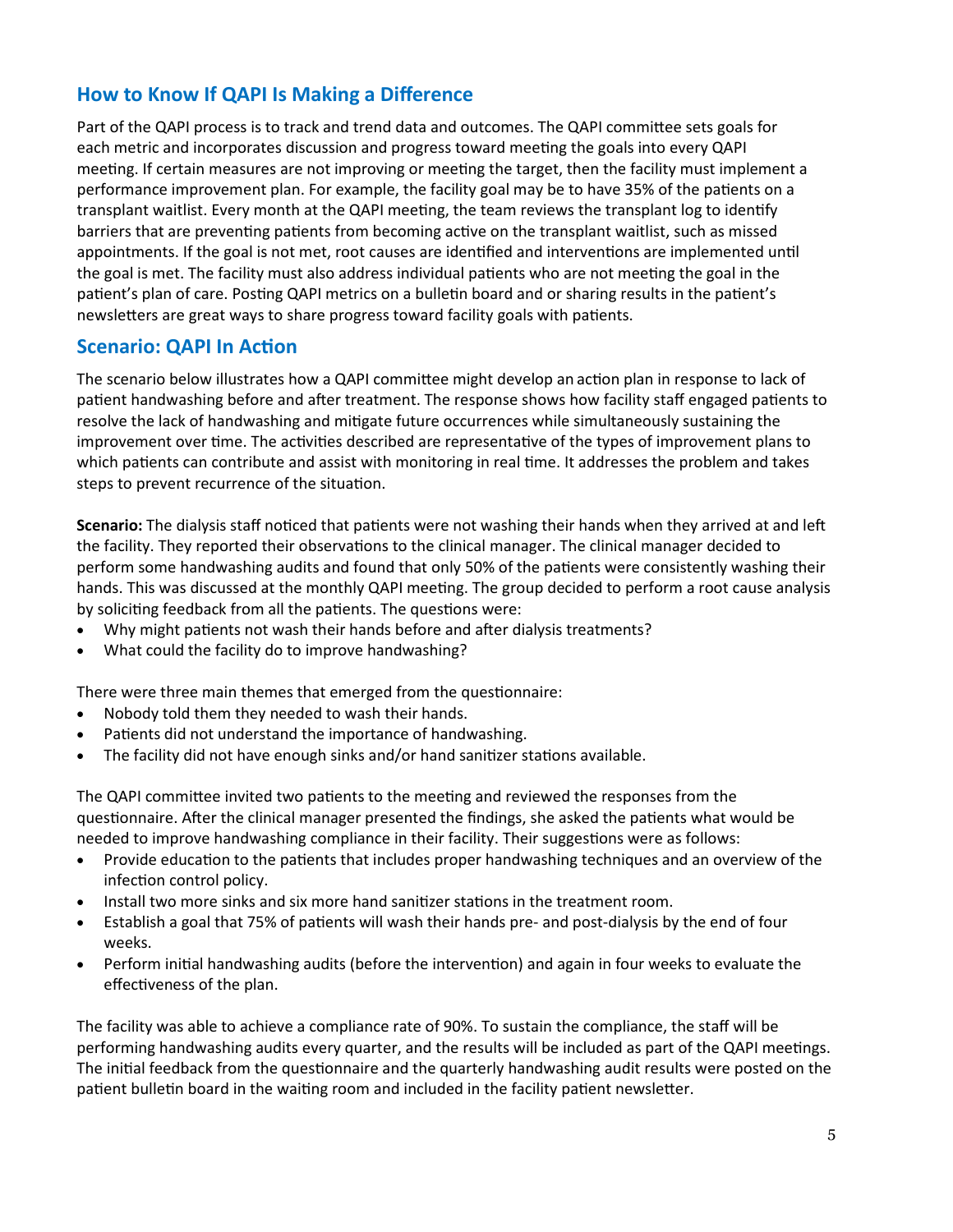## How to Know If QAPI Is Making a Difference

Part of the QAPI process is to track and trend data and outcomes. The QAPI committee sets goals for each metric and incorporates discussion and progress toward meeting the goals into every QAPI meeting. If certain measures are not improving or meeting the target, then the facility must implement a performance improvement plan. For example, the facility goal may be to have 35% of the patients on a transplant waitlist. Every month at the QAPI meeting, the team reviews the transplant log to identify barriers that are preventing patients from becoming active on the transplant waitlist, such as missed appointments. If the goal is not met, root causes are identified and interventions are implemented until the goal is met. The facility must also address individual patients who are not meeting the goal in the patient's plan of care. Posting QAPI metrics on a bulletin board and or sharing results in the patient's newsletters are great ways to share progress toward facility goals with patients.

## Scenario: QAPI In Action

The scenario below illustrates how a QAPI committee might develop an action plan in response to lack of patient handwashing before and after treatment. The response shows how facility staff engaged patients to resolve the lack of handwashing and mitigate future occurrences while simultaneously sustaining the improvement over time. The activities described are representative of the types of improvement plans to which patients can contribute and assist with monitoring in real time. It addresses the problem and takes steps to prevent recurrence of the situation.

**Scenario:** The dialysis staff noticed that patients were not washing their hands when they arrived at and left the facility. They reported their observations to the clinical manager. The clinical manager decided to perform some handwashing audits and found that only 50% of the patients were consistently washing their hands. This was discussed at the monthly QAPI meeting. The group decided to perform a root cause analysis by soliciting feedback from all the patients. The questions were:

- Why might patients not wash their hands before and after dialysis treatments?
- What could the facility do to improve handwashing?

There were three main themes that emerged from the questionnaire:

- Nobody told them they needed to wash their hands.
- Patients did not understand the importance of handwashing.
- The facility did not have enough sinks and/or hand sanitizer stations available.

The QAPI committee invited two patients to the meeting and reviewed the responses from the questionnaire. After the clinical manager presented the findings, she asked the patients what would be needed to improve handwashing compliance in their facility. Their suggestions were as follows:

- Provide education to the patients that includes proper handwashing techniques and an overview of the infection control policy.
- Install two more sinks and six more hand sanitizer stations in the treatment room.
- Establish a goal that 75% of patients will wash their hands pre- and post-dialysis by the end of four weeks.
- Perform initial handwashing audits (before the intervention) and again in four weeks to evaluate the effectiveness of the plan.

The facility was able to achieve a compliance rate of 90%. To sustain the compliance, the staff will be performing handwashing audits every quarter, and the results will be included as part of the QAPI meetings. The initial feedback from the questionnaire and the quarterly handwashing audit results were posted on the patient bulletin board in the waiting room and included in the facility patient newsletter.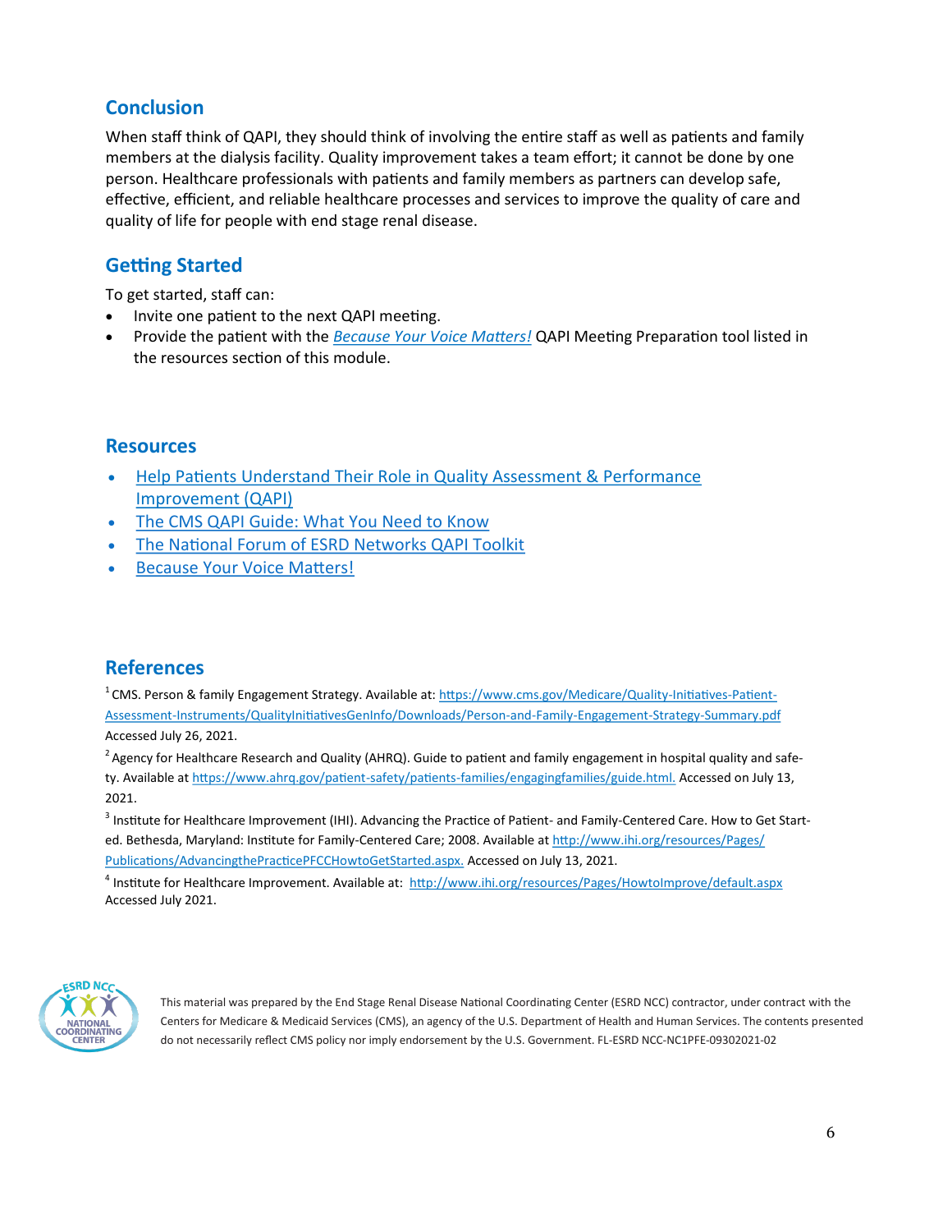## Conclusion

When staff think of QAPI, they should think of involving the entire staff as well as patients and family members at the dialysis facility. Quality improvement takes a team effort; it cannot be done by one person. Healthcare professionals with patients and family members as partners can develop safe, effective, efficient, and reliable healthcare processes and services to improve the quality of care and quality of life for people with end stage renal disease.

## Getting Started

To get started, staff can:

- Invite one patient to the next QAPI meeting.
- Provide the patient with the *Because Your Voice Matters!* QAPI Meeting Preparation tool listed in the resources section of this module.

## Resources

- Help Patients Understand Their Role in Quality Assessment & Performance Improvement (QAPI)
- The CMS QAPI Guide: What You Need to Know
- The National Forum of ESRD Networks QAPI Toolkit
- Because Your Voice Matters!

## References

[1] CMS. Person & family Engagement Strategy. Available at: https://www.cms.gov/Medicare/Quality-Initiatives-Patient-Assessment-Instruments/QualityInitiativesGenInfo/Downloads/Person-and-Family-Engagement-Strategy-Summary.pdf Accessed July 26, 2021.

[2] Agency for Healthcare Research and Quality (AHRQ). Guide to patient and family engagement in hospital quality and safety. Available at https://www.ahrq.gov/patient-safety/patients-families/engagingfamilies/guide.html. Accessed on July 13, 2021.

[3] Institute for Healthcare Improvement (IHI). Advancing the Practice of Patient- and Family-Centered Care. How to Get Started. Bethesda, Maryland: Institute for Family-Centered Care; 2008. Available at http://www.ihi.org/resources/Pages/Publications/AdvancingthePracticePFCCHowtoGetStarted.aspx. Accessed on July 13, 2021.

[4] Institute for Healthcare Improvement. Available at: http://www.ihi.org/resources/Pages/HowtoImprove/default.aspx Accessed July 2021.

This material was prepared by the End Stage Renal Disease National Coordinating Center (ESRD NCC) contractor, under contract with the Centers for Medicare & Medicaid Services (CMS), an agency of the U.S. Department of Health and Human Services. The contents presented do not necessarily reflect CMS policy nor imply endorsement by the U.S. Government. FL-ESRD NCC-NC1PFE-09302021-02